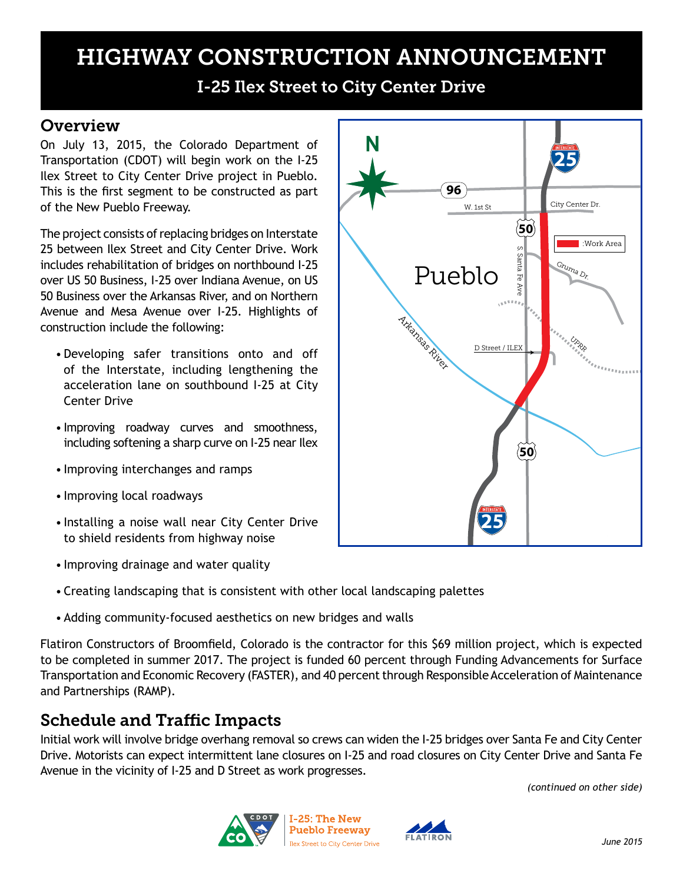# HIGHWAY CONSTRUCTION ANNOUNCEMENT

## I-25 Ilex Street to City Center Drive

## Overview

On July 13, 2015, the Colorado Department of Transportation (CDOT) will begin work on the I-25 Ilex Street to City Center Drive project in Pueblo. This is the first segment to be constructed as part of the New Pueblo Freeway.

The project consists of replacing bridges on Interstate 25 between Ilex Street and City Center Drive. Work includes rehabilitation of bridges on northbound I-25 over US 50 Business, I-25 over Indiana Avenue, on US 50 Business over the Arkansas River, and on Northern Avenue and Mesa Avenue over I-25. Highlights of construction include the following:

- Developing safer transitions onto and off of the Interstate, including lengthening the acceleration lane on southbound I-25 at City Center Drive
- Improving roadway curves and smoothness, including softening a sharp curve on I-25 near Ilex
- Improving interchanges and ramps
- Improving local roadways
- Installing a noise wall near City Center Drive to shield residents from highway noise
- Improving drainage and water quality
- Creating landscaping that is consistent with other local landscaping palettes
- Adding community-focused aesthetics on new bridges and walls

Flatiron Constructors of Broomfield, Colorado is the contractor for this $69 million project, which is expected to be completed in summer 2017. The project is funded 60 percent through Funding Advancements for Surface Transportation and Economic Recovery (FASTER), and 40 percent through Responsible Acceleration of Maintenance and Partnerships (RAMP).

## Schedule and Traffic Impacts

Initial work will involve bridge overhang removal so crews can widen the I-25 bridges over Santa Fe and City Center Drive. Motorists can expect intermittent lane closures on I-25 and road closures on City Center Drive and Santa Fe Avenue in the vicinity of I-25 and D Street as work progresses.

*(continued on other side)*

I-25: The New Pueblo Freeway
Ilex Street to City Center Drive

June 2015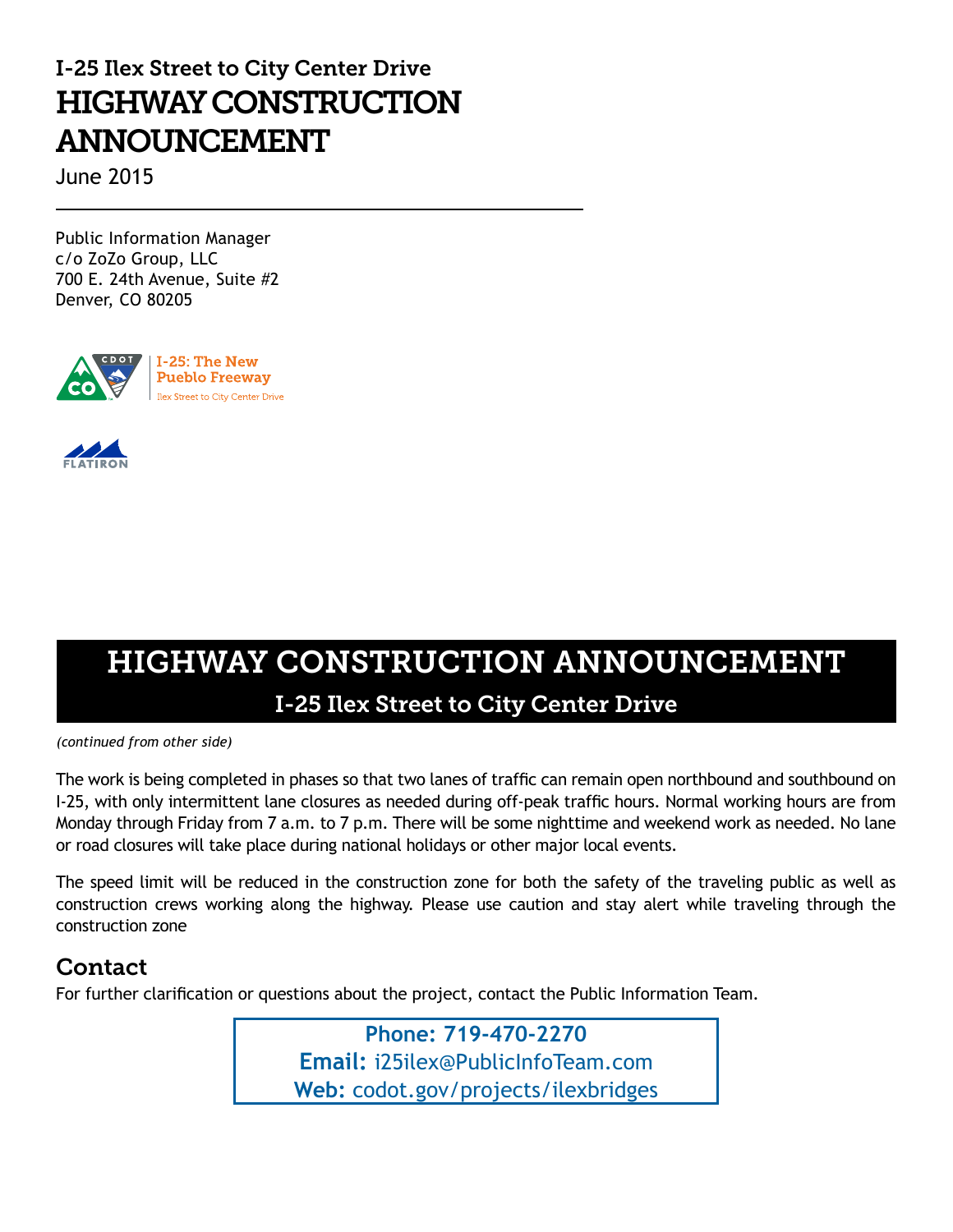I-25 Ilex Street to City Center Drive

# HIGHWAY CONSTRUCTION ANNOUNCEMENT

June 2015

Public Information Manager
c/o ZoZo Group, LLC
700 E. 24th Avenue, Suite #2
Denver, CO 80205

I-25: The New Pueblo Freeway
Ilex Street to City Center Drive

FLATIRON

# HIGHWAY CONSTRUCTION ANNOUNCEMENT

## I-25 Ilex Street to City Center Drive

*(continued from other side)*

The work is being completed in phases so that two lanes of traffic can remain open northbound and southbound on I-25, with only intermittent lane closures as needed during off-peak traffic hours. Normal working hours are from Monday through Friday from 7 a.m. to 7 p.m. There will be some nighttime and weekend work as needed. No lane or road closures will take place during national holidays or other major local events.

The speed limit will be reduced in the construction zone for both the safety of the traveling public as well as construction crews working along the highway. Please use caution and stay alert while traveling through the construction zone

## Contact

For further clarification or questions about the project, contact the Public Information Team.

**Phone: 719-470-2270**
**Email:** i25ilex@PublicInfoTeam.com
**Web:** codot.gov/projects/ilexbridges